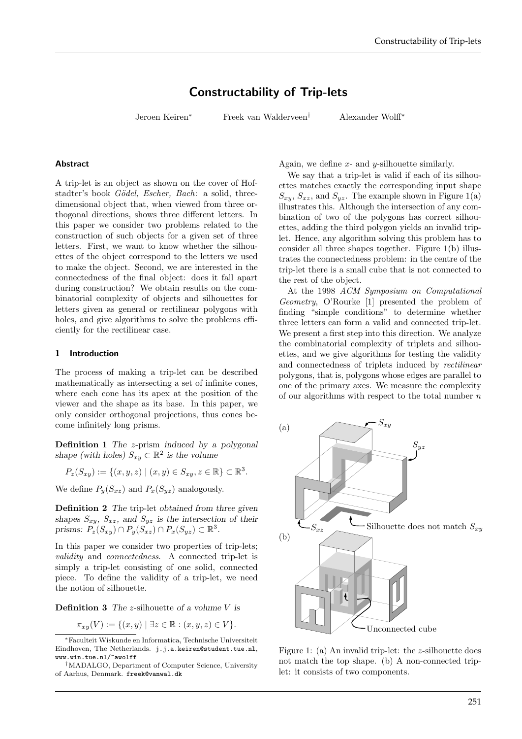# Constructability of Trip-lets

Jeroen Keiren* Freek van Walderveen† Alexander Wolff*

### Abstract

A trip-let is an object as shown on the cover of Hofstadter's book *Gödel, Escher, Bach*: a solid, three-dimensional object that, when viewed from three orthogonal directions, shows three different letters. In this paper we consider two problems related to the construction of such objects for a given set of three letters. First, we want to know whether the silhouettes of the object correspond to the letters we used to make the object. Second, we are interested in the connectedness of the final object: does it fall apart during construction? We obtain results on the combinatorial complexity of objects and silhouettes for letters given as general or rectilinear polygons with holes, and give algorithms to solve the problems efficiently for the rectilinear case.

## 1 Introduction

The process of making a trip-let can be described mathematically as intersecting a set of infinite cones, where each cone has its apex at the position of the viewer and the shape as its base. In this paper, we only consider orthogonal projections, thus cones become infinitely long prisms.

**Definition 1** *The z-prism induced by a polygonal shape (with holes) $S_{xy} \subset \mathbb{R}^2$ is the volume*

$$P_z(S_{xy}) := \{(x, y, z) \mid (x, y) \in S_{xy}, z \in \mathbb{R}\} \subset \mathbb{R}^3.$$

We define $P_y(S_{xz})$ and $P_x(S_{yz})$ analogously.

**Definition 2** *The trip-let obtained from three given shapes $S_{xy}$, $S_{xz}$, and $S_{yz}$ is the intersection of their prisms: $P_z(S_{xy}) \cap P_y(S_{xz}) \cap P_x(S_{yz}) \subset \mathbb{R}^3$.*

In this paper we consider two properties of trip-lets; *validity* and *connectedness*. A connected trip-let is simply a trip-let consisting of one solid, connected piece. To define the validity of a trip-let, we need the notion of silhouette.

**Definition 3** *The z-silhouette of a volume V is*

$$\pi_{xy}(V) := \{(x, y) \mid \exists z \in \mathbb{R} : (x, y, z) \in V\}.$$

Again, we define x- and y-silhouette similarly.

We say that a trip-let is valid if each of its silhouettes matches exactly the corresponding input shape $S_{xy}$, $S_{xz}$, and $S_{yz}$. The example shown in Figure 1(a) illustrates this. Although the intersection of any combination of two of the polygons has correct silhouettes, adding the third polygon yields an invalid trip-let. Hence, any algorithm solving this problem has to consider all three shapes together. Figure 1(b) illustrates the connectedness problem: in the centre of the trip-let there is a small cube that is not connected to the rest of the object.

At the 1998 *ACM Symposium on Computational Geometry*, O'Rourke [1] presented the problem of finding "simple conditions" to determine whether three letters can form a valid and connected trip-let. We present a first step into this direction. We analyze the combinatorial complexity of triplets and silhouettes, and we give algorithms for testing the validity and connectedness of triplets induced by *rectilinear* polygons, that is, polygons whose edges are parallel to one of the primary axes. We measure the complexity of our algorithms with respect to the total number $n$

Figure 1: (a) An invalid trip-let: the z-silhouette does not match the top shape. (b) A non-connected trip-let: it consists of two components.

*Faculteit Wiskunde en Informatica, Technische Universiteit Eindhoven, The Netherlands. j.j.a.keiren@student.tue.nl, www.win.tue.nl/~awolff

†MADALGO, Department of Computer Science, University of Aarhus, Denmark. freek@vanwal.dk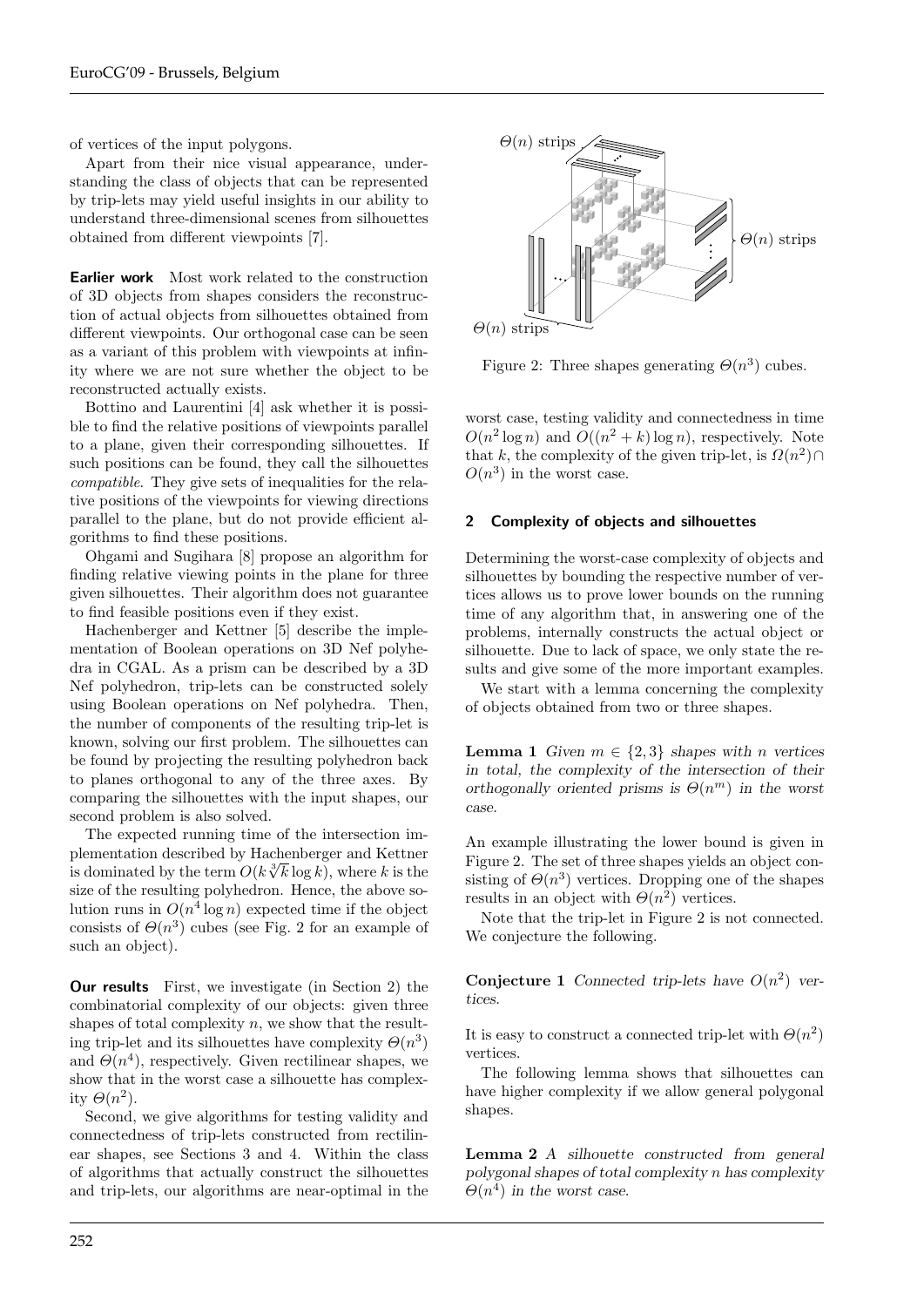of vertices of the input polygons.

Apart from their nice visual appearance, understanding the class of objects that can be represented by trip-lets may yield useful insights in our ability to understand three-dimensional scenes from silhouettes obtained from different viewpoints [7].

**Earlier work** Most work related to the construction of 3D objects from shapes considers the reconstruction of actual objects from silhouettes obtained from different viewpoints. Our orthogonal case can be seen as a variant of this problem with viewpoints at infinity where we are not sure whether the object to be reconstructed actually exists.

Bottino and Laurentini [4] ask whether it is possible to find the relative positions of viewpoints parallel to a plane, given their corresponding silhouettes. If such positions can be found, they call the silhouettes *compatible*. They give sets of inequalities for the relative positions of the viewpoints for viewing directions parallel to the plane, but do not provide efficient algorithms to find these positions.

Ohgami and Sugihara [8] propose an algorithm for finding relative viewing points in the plane for three given silhouettes. Their algorithm does not guarantee to find feasible positions even if they exist.

Hachenberger and Kettner [5] describe the implementation of Boolean operations on 3D Nef polyhedra in CGAL. As a prism can be described by a 3D Nef polyhedron, trip-lets can be constructed solely using Boolean operations on Nef polyhedra. Then, the number of components of the resulting trip-let is known, solving our first problem. The silhouettes can be found by projecting the resulting polyhedron back to planes orthogonal to any of the three axes. By comparing the silhouettes with the input shapes, our second problem is also solved.

The expected running time of the intersection implementation described by Hachenberger and Kettner is dominated by the term $O(k\sqrt[3]{k}\log k)$, where $k$ is the size of the resulting polyhedron. Hence, the above solution runs in $O(n^4 \log n)$ expected time if the object consists of $\Theta(n^3)$ cubes (see Fig. 2 for an example of such an object).

**Our results** First, we investigate (in Section 2) the combinatorial complexity of our objects: given three shapes of total complexity $n$, we show that the resulting trip-let and its silhouettes have complexity $\Theta(n^3)$ and $\Theta(n^4)$, respectively. Given rectilinear shapes, we show that in the worst case a silhouette has complexity $\Theta(n^2)$.

Second, we give algorithms for testing validity and connectedness of trip-lets constructed from rectilinear shapes, see Sections 3 and 4. Within the class of algorithms that actually construct the silhouettes and trip-lets, our algorithms are near-optimal in the worst case, testing validity and connectedness in time $O(n^2 \log n)$ and $O((n^2 + k)\log n)$, respectively. Note that $k$, the complexity of the given trip-let, is $\Omega(n^2) \cap O(n^3)$ in the worst case.

Figure 2: Three shapes generating $\Theta(n^3)$ cubes.

## 2 Complexity of objects and silhouettes

Determining the worst-case complexity of objects and silhouettes by bounding the respective number of vertices allows us to prove lower bounds on the running time of any algorithm that, in answering one of the problems, internally constructs the actual object or silhouette. Due to lack of space, we only state the results and give some of the more important examples.

We start with a lemma concerning the complexity of objects obtained from two or three shapes.

**Lemma 1** *Given $m \in \{2, 3\}$ shapes with $n$ vertices in total, the complexity of the intersection of their orthogonally oriented prisms is $\Theta(n^m)$ in the worst case.*

An example illustrating the lower bound is given in Figure 2. The set of three shapes yields an object consisting of $\Theta(n^3)$ vertices. Dropping one of the shapes results in an object with $\Theta(n^2)$ vertices.

Note that the trip-let in Figure 2 is not connected. We conjecture the following.

**Conjecture 1** *Connected trip-lets have $O(n^2)$ vertices.*

It is easy to construct a connected trip-let with $\Theta(n^2)$ vertices.

The following lemma shows that silhouettes can have higher complexity if we allow general polygonal shapes.

**Lemma 2** *A silhouette constructed from general polygonal shapes of total complexity $n$ has complexity $\Theta(n^4)$ in the worst case.*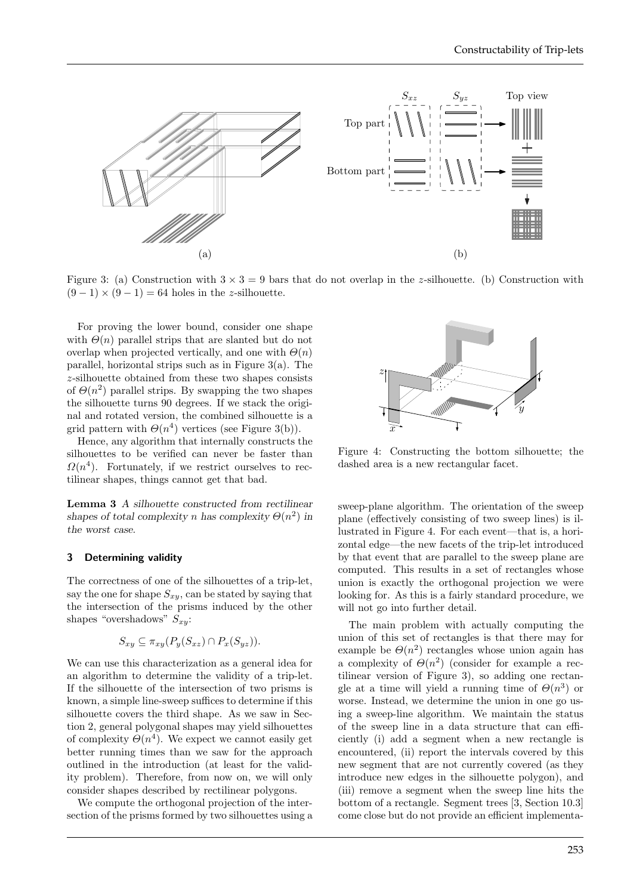Figure 3: (a) Construction with $3 \times 3 = 9$ bars that do not overlap in the $z$-silhouette. (b) Construction with $(9-1) \times (9-1) = 64$ holes in the $z$-silhouette.

For proving the lower bound, consider one shape with $\Theta(n)$ parallel strips that are slanted but do not overlap when projected vertically, and one with $\Theta(n)$ parallel, horizontal strips such as in Figure 3(a). The $z$-silhouette obtained from these two shapes consists of $\Theta(n^2)$ parallel strips. By swapping the two shapes the silhouette turns 90 degrees. If we stack the original and rotated version, the combined silhouette is a grid pattern with $\Theta(n^4)$ vertices (see Figure 3(b)).

Hence, any algorithm that internally constructs the silhouettes to be verified can never be faster than $\Omega(n^4)$. Fortunately, if we restrict ourselves to rectilinear shapes, things cannot get that bad.

**Lemma 3** *A silhouette constructed from rectilinear shapes of total complexity $n$ has complexity $\Theta(n^2)$ in the worst case.*

## 3 Determining validity

The correctness of one of the silhouettes of a trip-let, say the one for shape $S_{xy}$, can be stated by saying that the intersection of the prisms induced by the other shapes "overshadows" $S_{xy}$:

$$S_{xy} \subseteq \pi_{xy}(P_y(S_{xz}) \cap P_x(S_{yz})).$$

We can use this characterization as a general idea for an algorithm to determine the validity of a trip-let. If the silhouette of the intersection of two prisms is known, a simple line-sweep suffices to determine if this silhouette covers the third shape. As we saw in Section 2, general polygonal shapes may yield silhouettes of complexity $\Theta(n^4)$. We expect we cannot easily get better running times than we saw for the approach outlined in the introduction (at least for the validity problem). Therefore, from now on, we will only consider shapes described by rectilinear polygons.

We compute the orthogonal projection of the intersection of the prisms formed by two silhouettes using a sweep-plane algorithm. The orientation of the sweep plane (effectively consisting of two sweep lines) is illustrated in Figure 4. For each event—that is, a horizontal edge—the new facets of the trip-let introduced by that event that are parallel to the sweep plane are computed. This results in a set of rectangles whose union is exactly the orthogonal projection we were looking for. As this is a fairly standard procedure, we will not go into further detail.

Figure 4: Constructing the bottom silhouette; the dashed area is a new rectangular facet.

The main problem with actually computing the union of this set of rectangles is that there may for example be $\Theta(n^2)$ rectangles whose union again has a complexity of $\Theta(n^2)$ (consider for example a rectilinear version of Figure 3), so adding one rectangle at a time will yield a running time of $\Theta(n^3)$ or worse. Instead, we determine the union in one go using a sweep-line algorithm. We maintain the status of the sweep line in a data structure that can efficiently (i) add a segment when a new rectangle is encountered, (ii) report the intervals covered by this new segment that are not currently covered (as they introduce new edges in the silhouette polygon), and (iii) remove a segment when the sweep line hits the bottom of a rectangle. Segment trees [3, Section 10.3] come close but do not provide an efficient implementa-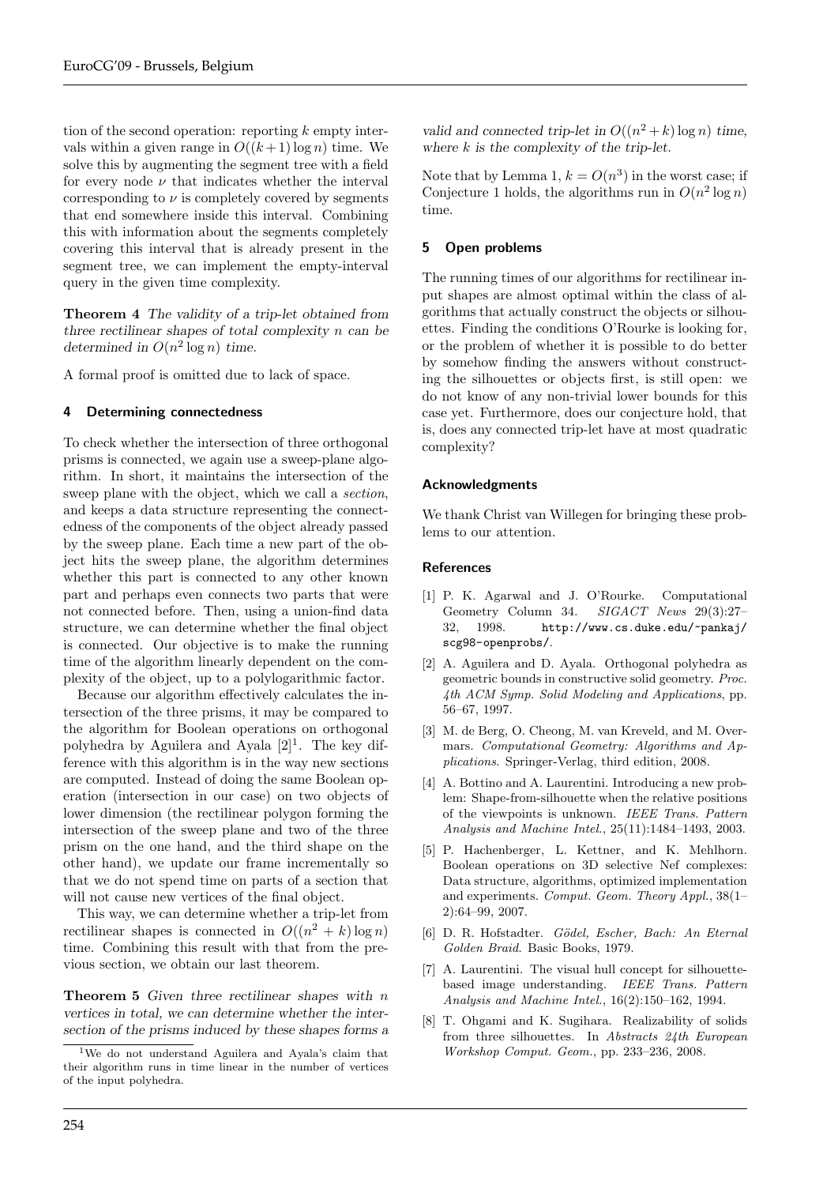tion of the second operation: reporting $k$ empty intervals within a given range in $O((k+1)\log n)$ time. We solve this by augmenting the segment tree with a field for every node $\nu$ that indicates whether the interval corresponding to $\nu$ is completely covered by segments that end somewhere inside this interval. Combining this with information about the segments completely covering this interval that is already present in the segment tree, we can implement the empty-interval query in the given time complexity.

**Theorem 4** *The validity of a trip-let obtained from three rectilinear shapes of total complexity $n$ can be determined in $O(n^2 \log n)$ time.*

A formal proof is omitted due to lack of space.

## 4 Determining connectedness

To check whether the intersection of three orthogonal prisms is connected, we again use a sweep-plane algorithm. In short, it maintains the intersection of the sweep plane with the object, which we call a *section*, and keeps a data structure representing the connectedness of the components of the object already passed by the sweep plane. Each time a new part of the object hits the sweep plane, the algorithm determines whether this part is connected to any other known part and perhaps even connects two parts that were not connected before. Then, using a union-find data structure, we can determine whether the final object is connected. Our objective is to make the running time of the algorithm linearly dependent on the complexity of the object, up to a polylogarithmic factor.

Because our algorithm effectively calculates the intersection of the three prisms, it may be compared to the algorithm for Boolean operations on orthogonal polyhedra by Aguilera and Ayala [2][1]. The key difference with this algorithm is in the way new sections are computed. Instead of doing the same Boolean operation (intersection in our case) on two objects of lower dimension (the rectilinear polygon forming the intersection of the sweep plane and two of the three prism on the one hand, and the third shape on the other hand), we update our frame incrementally so that we do not spend time on parts of a section that will not cause new vertices of the final object.

This way, we can determine whether a trip-let from rectilinear shapes is connected in $O((n^2+k)\log n)$ time. Combining this result with that from the previous section, we obtain our last theorem.

**Theorem 5** *Given three rectilinear shapes with $n$ vertices in total, we can determine whether the intersection of the prisms induced by these shapes forms a valid and connected trip-let in $O((n^2+k)\log n)$ time, where $k$ is the complexity of the trip-let.*

Note that by Lemma 1, $k = O(n^3)$ in the worst case; if Conjecture 1 holds, the algorithms run in $O(n^2 \log n)$ time.

[1] We do not understand Aguilera and Ayala's claim that their algorithm runs in time linear in the number of vertices of the input polyhedra.

## 5 Open problems

The running times of our algorithms for rectilinear input shapes are almost optimal within the class of algorithms that actually construct the objects or silhouettes. Finding the conditions O'Rourke is looking for, or the problem of whether it is possible to do better by somehow finding the answers without constructing the silhouettes or objects first, is still open: we do not know of any non-trivial lower bounds for this case yet. Furthermore, does our conjecture hold, that is, does any connected trip-let have at most quadratic complexity?

### Acknowledgments

We thank Christ van Willegen for bringing these problems to our attention.

### References

[1] P. K. Agarwal and J. O'Rourke. Computational Geometry Column 34. *SIGACT News* 29(3):27–32, 1998. http://www.cs.duke.edu/~pankaj/scg98-openprobs/.

[2] A. Aguilera and D. Ayala. Orthogonal polyhedra as geometric bounds in constructive solid geometry. *Proc. 4th ACM Symp. Solid Modeling and Applications*, pp. 56–67, 1997.

[3] M. de Berg, O. Cheong, M. van Kreveld, and M. Overmars. *Computational Geometry: Algorithms and Applications*. Springer-Verlag, third edition, 2008.

[4] A. Bottino and A. Laurentini. Introducing a new problem: Shape-from-silhouette when the relative positions of the viewpoints is unknown. *IEEE Trans. Pattern Analysis and Machine Intel.*, 25(11):1484–1493, 2003.

[5] P. Hachenberger, L. Kettner, and K. Mehlhorn. Boolean operations on 3D selective Nef complexes: Data structure, algorithms, optimized implementation and experiments. *Comput. Geom. Theory Appl.*, 38(1–2):64–99, 2007.

[6] D. R. Hofstadter. *Gödel, Escher, Bach: An Eternal Golden Braid*. Basic Books, 1979.

[7] A. Laurentini. The visual hull concept for silhouette-based image understanding. *IEEE Trans. Pattern Analysis and Machine Intel.*, 16(2):150–162, 1994.

[8] T. Ohgami and K. Sugihara. Realizability of solids from three silhouettes. In *Abstracts 24th European Workshop Comput. Geom.*, pp. 233–236, 2008.